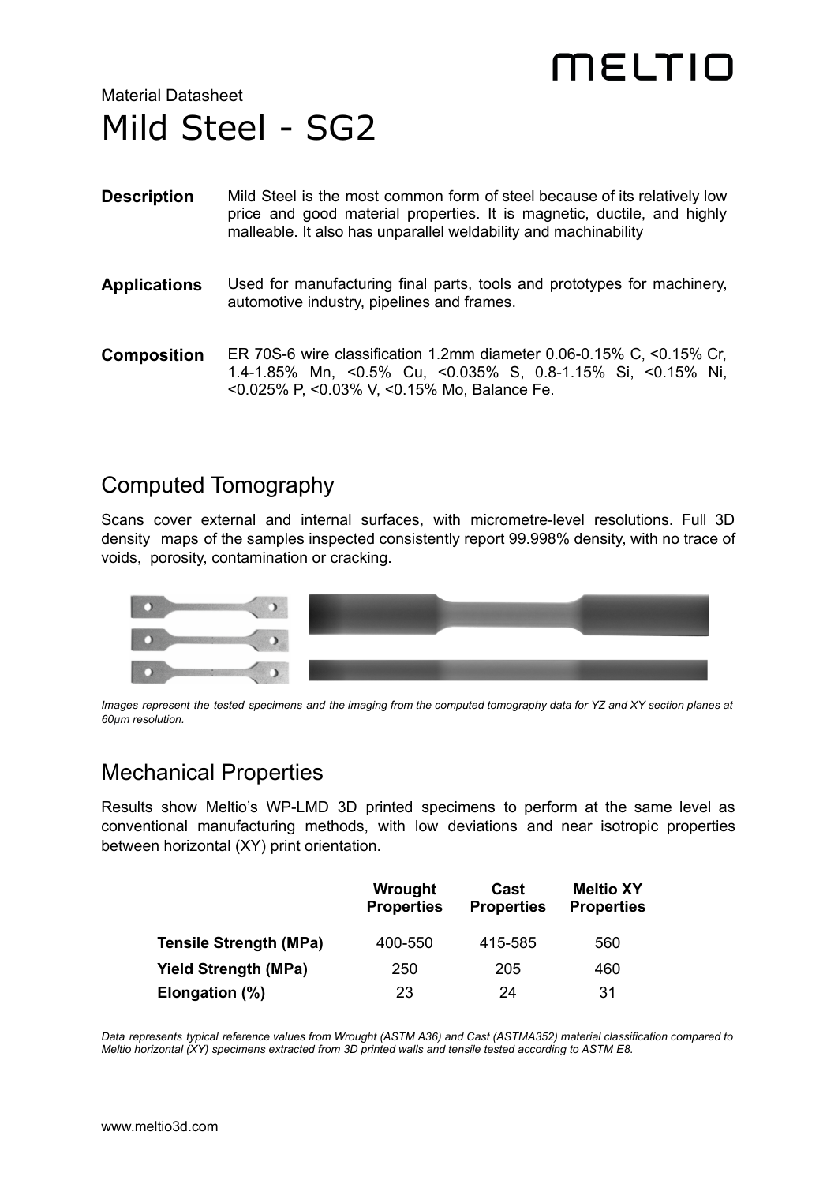MELTIO

Material Datasheet

# Mild Steel - SG2

**Description** Mild Steel is the most common form of steel because of its relatively low price and good material properties. It is magnetic, ductile, and highly malleable. It also has unparallel weldability and machinability

**Applications** Used for manufacturing final parts, tools and prototypes for machinery, automotive industry, pipelines and frames.

**Composition** ER 70S-6 wire classification 1.2mm diameter 0.06-0.15% C, <0.15% Cr, 1.4-1.85% Mn, <0.5% Cu, <0.035% S, 0.8-1.15% Si, <0.15% Ni, <0.025% P, <0.03% V, <0.15% Mo, Balance Fe.

## Computed Tomography

Scans cover external and internal surfaces, with micrometre-level resolutions. Full 3D density maps of the samples inspected consistently report 99.998% density, with no trace of voids, porosity, contamination or cracking.

*Images represent the tested specimens and the imaging from the computed tomography data for YZ and XY section planes at 60μm resolution.*

## Mechanical Properties

Results show Meltio's WP-LMD 3D printed specimens to perform at the same level as conventional manufacturing methods, with low deviations and near isotropic properties between horizontal (XY) print orientation.

| | Wrought Properties | Cast Properties | Meltio XY Properties |
|---|---|---|---|
| **Tensile Strength (MPa)** | 400-550 | 415-585 | 560 |
| **Yield Strength (MPa)** | 250 | 205 | 460 |
| **Elongation (%)** | 23 | 24 | 31 |

*Data represents typical reference values from Wrought (ASTM A36) and Cast (ASTMA352) material classification compared to Meltio horizontal (XY) specimens extracted from 3D printed walls and tensile tested according to ASTM E8.*

www.meltio3d.com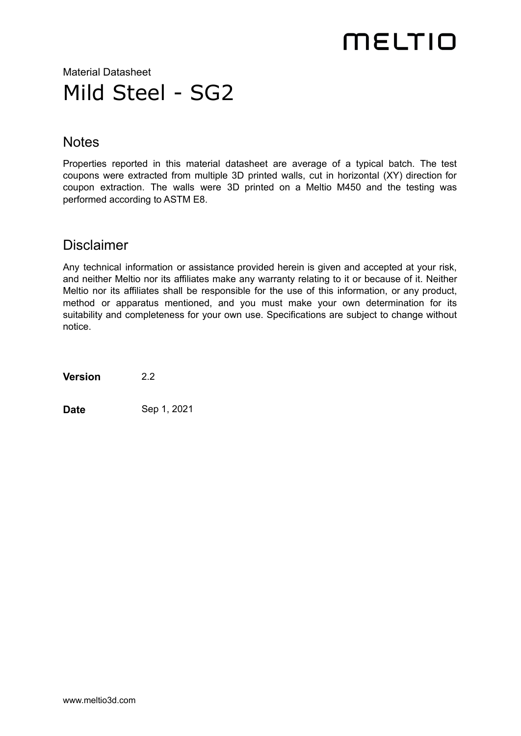Material Datasheet

# Mild Steel - SG2

## Notes

Properties reported in this material datasheet are average of a typical batch. The test coupons were extracted from multiple 3D printed walls, cut in horizontal (XY) direction for coupon extraction. The walls were 3D printed on a Meltio M450 and the testing was performed according to ASTM E8.

## Disclaimer

Any technical information or assistance provided herein is given and accepted at your risk, and neither Meltio nor its affiliates make any warranty relating to it or because of it. Neither Meltio nor its affiliates shall be responsible for the use of this information, or any product, method or apparatus mentioned, and you must make your own determination for its suitability and completeness for your own use. Specifications are subject to change without notice.

**Version** 2.2

**Date** Sep 1, 2021

www.meltio3d.com